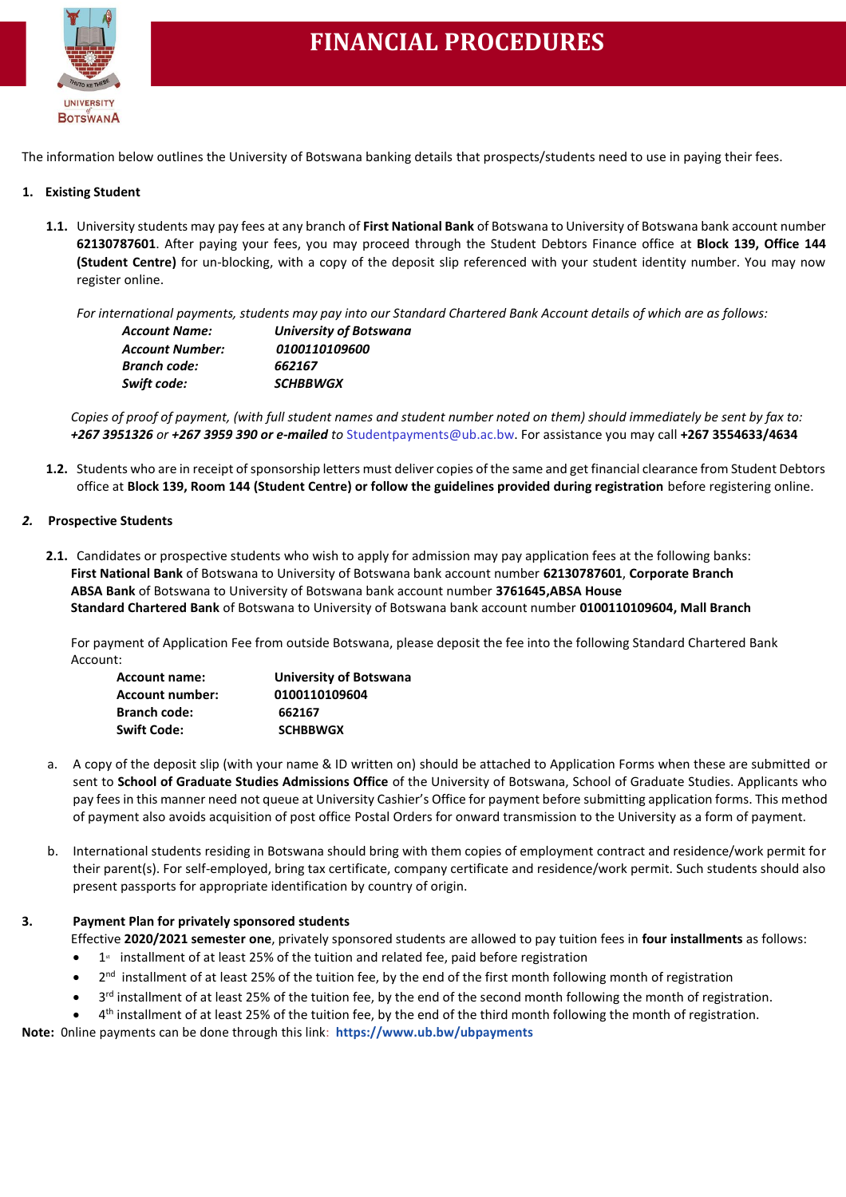# FINANCIAL PROCEDURES

The information below outlines the University of Botswana banking details that prospects/students need to use in paying their fees.

**1. Existing Student**

**1.1.** University students may pay fees at any branch of **First National Bank** of Botswana to University of Botswana bank account number **62130787601**. After paying your fees, you may proceed through the Student Debtors Finance office at **Block 139, Office 144 (Student Centre)** for un-blocking, with a copy of the deposit slip referenced with your student identity number. You may now register online.

*For international payments, students may pay into our Standard Chartered Bank Account details of which are as follows:*

| | |
|---|---|
| ***Account Name:*** | ***University of Botswana*** |
| ***Account Number:*** | ***0100110109600*** |
| ***Branch code:*** | ***662167*** |
| ***Swift code:*** | ***SCHBBWGX*** |

*Copies of proof of payment, (with full student names and student number noted on them) should immediately be sent by fax to:* ***+267 3951326** or **+267 3959 390 or e-mailed*** *to* Studentpayments@ub.ac.bw. For assistance you may call **+267 3554633/4634**

**1.2.** Students who are in receipt of sponsorship letters must deliver copies of the same and get financial clearance from Student Debtors office at **Block 139, Room 144 (Student Centre) or follow the guidelines provided during registration** before registering online.

***2.*** **Prospective Students**

**2.1.** Candidates or prospective students who wish to apply for admission may pay application fees at the following banks:
**First National Bank** of Botswana to University of Botswana bank account number **62130787601**, **Corporate Branch**
**ABSA Bank** of Botswana to University of Botswana bank account number **3761645,ABSA House**
**Standard Chartered Bank** of Botswana to University of Botswana bank account number **0100110109604, Mall Branch**

For payment of Application Fee from outside Botswana, please deposit the fee into the following Standard Chartered Bank Account:

| | |
|---|---|
| **Account name:** | **University of Botswana** |
| **Account number:** | **0100110109604** |
| **Branch code:** | **662167** |
| **Swift Code:** | **SCHBBWGX** |

a. A copy of the deposit slip (with your name & ID written on) should be attached to Application Forms when these are submitted or sent to **School of Graduate Studies Admissions Office** of the University of Botswana, School of Graduate Studies. Applicants who pay fees in this manner need not queue at University Cashier's Office for payment before submitting application forms. This method of payment also avoids acquisition of post office Postal Orders for onward transmission to the University as a form of payment.

b. International students residing in Botswana should bring with them copies of employment contract and residence/work permit for their parent(s). For self-employed, bring tax certificate, company certificate and residence/work permit. Such students should also present passports for appropriate identification by country of origin.

**3. Payment Plan for privately sponsored students**

Effective **2020/2021 semester one**, privately sponsored students are allowed to pay tuition fees in **four installments** as follows:

- 1st installment of at least 25% of the tuition and related fee, paid before registration
- 2nd installment of at least 25% of the tuition fee, by the end of the first month following month of registration
- 3rd installment of at least 25% of the tuition fee, by the end of the second month following the month of registration.
- 4th installment of at least 25% of the tuition fee, by the end of the third month following the month of registration.

**Note:** Online payments can be done through this link: **https://www.ub.bw/ubpayments**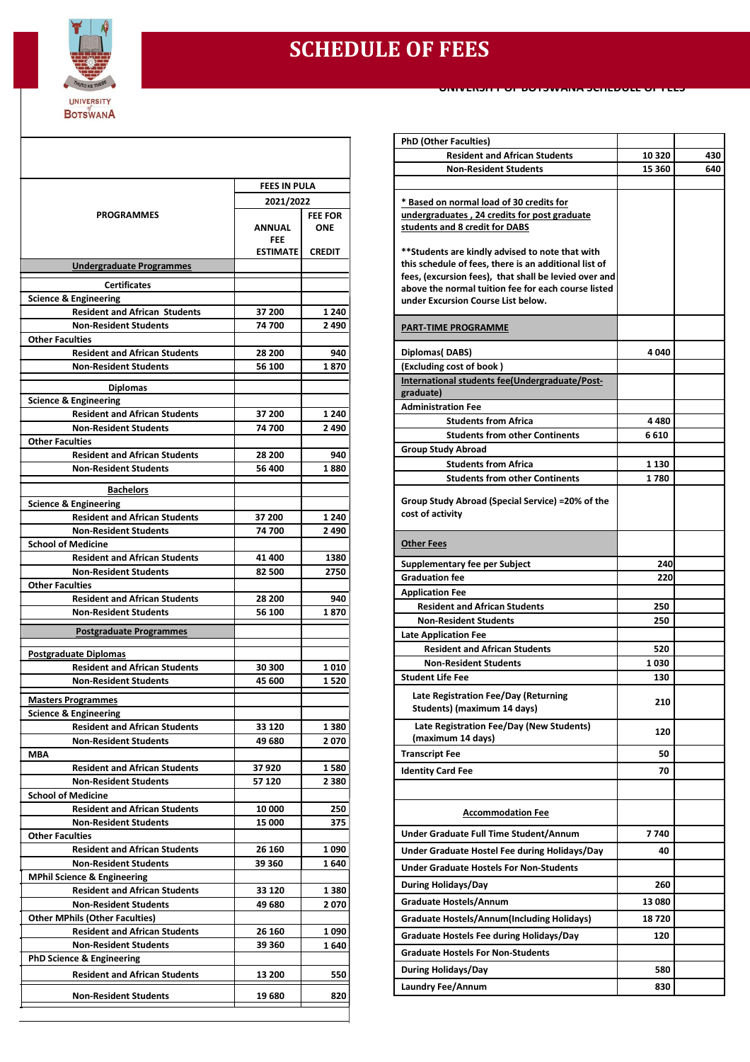# SCHEDULE OF FEES

UNIVERSITY OF BOTSWANA SCHEDULE OF FEES

| PROGRAMMES | FEES IN PULA 2021/2022 ANNUAL FEE ESTIMATE | FEE FOR ONE CREDIT |
|---|---|---|
| **Undergraduate Programmes** | | |
| Certificates | | |
| Science & Engineering | | |
| Resident and African Students | 37 200 | 1 240 |
| Non-Resident Students | 74 700 | 2 490 |
| Other Faculties | | |
| Resident and African Students | 28 200 | 940 |
| Non-Resident Students | 56 100 | 1 870 |
| Diplomas | | |
| Science & Engineering | | |
| Resident and African Students | 37 200 | 1 240 |
| Non-Resident Students | 74 700 | 2 490 |
| Other Faculties | | |
| Resident and African Students | 28 200 | 940 |
| Non-Resident Students | 56 400 | 1 880 |
| **Bachelors** | | |
| Science & Engineering | | |
| Resident and African Students | 37 200 | 1 240 |
| Non-Resident Students | 74 700 | 2 490 |
| School of Medicine | | |
| Resident and African Students | 41 400 | 1380 |
| Non-Resident Students | 82 500 | 2750 |
| Other Faculties | | |
| Resident and African Students | 28 200 | 940 |
| Non-Resident Students | 56 100 | 1 870 |
| **Postgraduate Programmes** | | |
| **Postgraduate Diplomas** | | |
| Resident and African Students | 30 300 | 1 010 |
| Non-Resident Students | 45 600 | 1 520 |
| **Masters Programmes** | | |
| Science & Engineering | | |
| Resident and African Students | 33 120 | 1 380 |
| Non-Resident Students | 49 680 | 2 070 |
| MBA | | |
| Resident and African Students | 37 920 | 1 580 |
| Non-Resident Students | 57 120 | 2 380 |
| School of Medicine | | |
| Resident and African Students | 10 000 | 250 |
| Non-Resident Students | 15 000 | 375 |
| Other Faculties | | |
| Resident and African Students | 26 160 | 1 090 |
| Non-Resident Students | 39 360 | 1 640 |
| MPhil Science & Engineering | | |
| Resident and African Students | 33 120 | 1 380 |
| Non-Resident Students | 49 680 | 2 070 |
| Other MPhils (Other Faculties) | | |
| Resident and African Students | 26 160 | 1 090 |
| Non-Resident Students | 39 360 | 1 640 |
| PhD Science & Engineering | | |
| Resident and African Students | 13 200 | 550 |
| Non-Resident Students | 19 680 | 820 |
| PhD (Other Faculties) | | |
| Resident and African Students | 10 320 | 430 |
| Non-Resident Students | 15 360 | 640 |

* Based on normal load of 30 credits for undergraduates , 24 credits for post graduate students and 8 credit for DABS

**Students are kindly advised to note that with this schedule of fees, there is an additional list of fees, (excursion fees), that shall be levied over and above the normal tuition fee for each course listed under Excursion Course List below.

| | | |
|---|---|---|
| **PART-TIME PROGRAMME** | | |
| Diplomas( DABS) | 4 040 | |
| (Excluding cost of book ) | | |
| **International students fee(Undergraduate/Post-graduate)** | | |
| Administration Fee | | |
| Students from Africa | 4 480 | |
| Students from other Continents | 6 610 | |
| Group Study Abroad | | |
| Students from Africa | 1 130 | |
| Students from other Continents | 1 780 | |
| Group Study Abroad (Special Service) =20% of the cost of activity | | |
| **Other Fees** | | |
| Supplementary fee per Subject | 240 | |
| Graduation fee | 220 | |
| Application Fee | | |
| Resident and African Students | 250 | |
| Non-Resident Students | 250 | |
| Late Application Fee | | |
| Resident and African Students | 520 | |
| Non-Resident Students | 1 030 | |
| Student Life Fee | 130 | |
| Late Registration Fee/Day (Returning Students) (maximum 14 days) | 210 | |
| Late Registration Fee/Day (New Students) (maximum 14 days) | 120 | |
| Transcript Fee | 50 | |
| Identity Card Fee | 70 | |
| **Accommodation Fee** | | |
| Under Graduate Full Time Student/Annum | 7 740 | |
| Under Graduate Hostel Fee during Holidays/Day | 40 | |
| Under Graduate Hostels For Non-Students | | |
| During Holidays/Day | 260 | |
| Graduate Hostels/Annum | 13 080 | |
| Graduate Hostels/Annum(Including Holidays) | 18 720 | |
| Graduate Hostels Fee during Holidays/Day | 120 | |
| Graduate Hostels For Non-Students | | |
| During Holidays/Day | 580 | |
| Laundry Fee/Annum | 830 | |